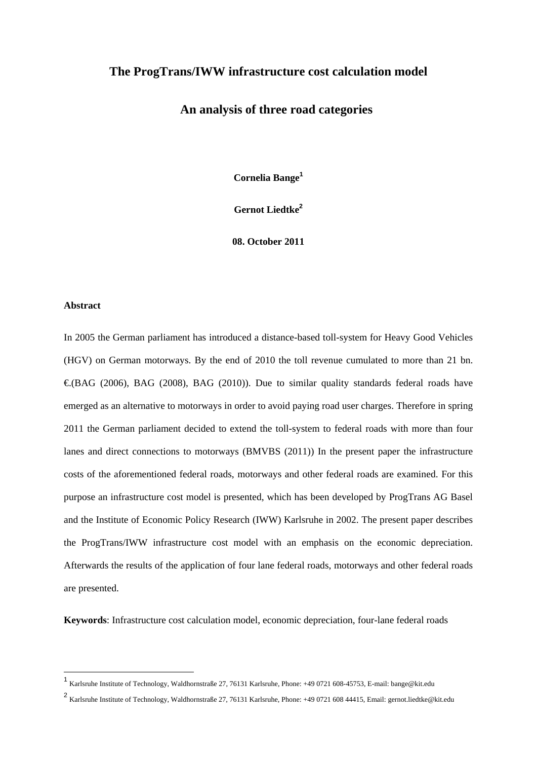# The ProgTrans/IWW infrastructure cost calculation model

## An analysis of three road categories

**Cornelia Bange**[1]

**Gernot Liedtke**[2]

**08. October 2011**

**Abstract**

In 2005 the German parliament has introduced a distance-based toll-system for Heavy Good Vehicles (HGV) on German motorways. By the end of 2010 the toll revenue cumulated to more than 21 bn. €.(BAG (2006), BAG (2008), BAG (2010)). Due to similar quality standards federal roads have emerged as an alternative to motorways in order to avoid paying road user charges. Therefore in spring 2011 the German parliament decided to extend the toll-system to federal roads with more than four lanes and direct connections to motorways (BMVBS (2011)) In the present paper the infrastructure costs of the aforementioned federal roads, motorways and other federal roads are examined. For this purpose an infrastructure cost model is presented, which has been developed by ProgTrans AG Basel and the Institute of Economic Policy Research (IWW) Karlsruhe in 2002. The present paper describes the ProgTrans/IWW infrastructure cost model with an emphasis on the economic depreciation. Afterwards the results of the application of four lane federal roads, motorways and other federal roads are presented.

**Keywords**: Infrastructure cost calculation model, economic depreciation, four-lane federal roads

---

[1] Karlsruhe Institute of Technology, Waldhornstraße 27, 76131 Karlsruhe, Phone: +49 0721 608-45753, E-mail: bange@kit.edu

[2] Karlsruhe Institute of Technology, Waldhornstraße 27, 76131 Karlsruhe, Phone: +49 0721 608 44415, Email: gernot.liedtke@kit.edu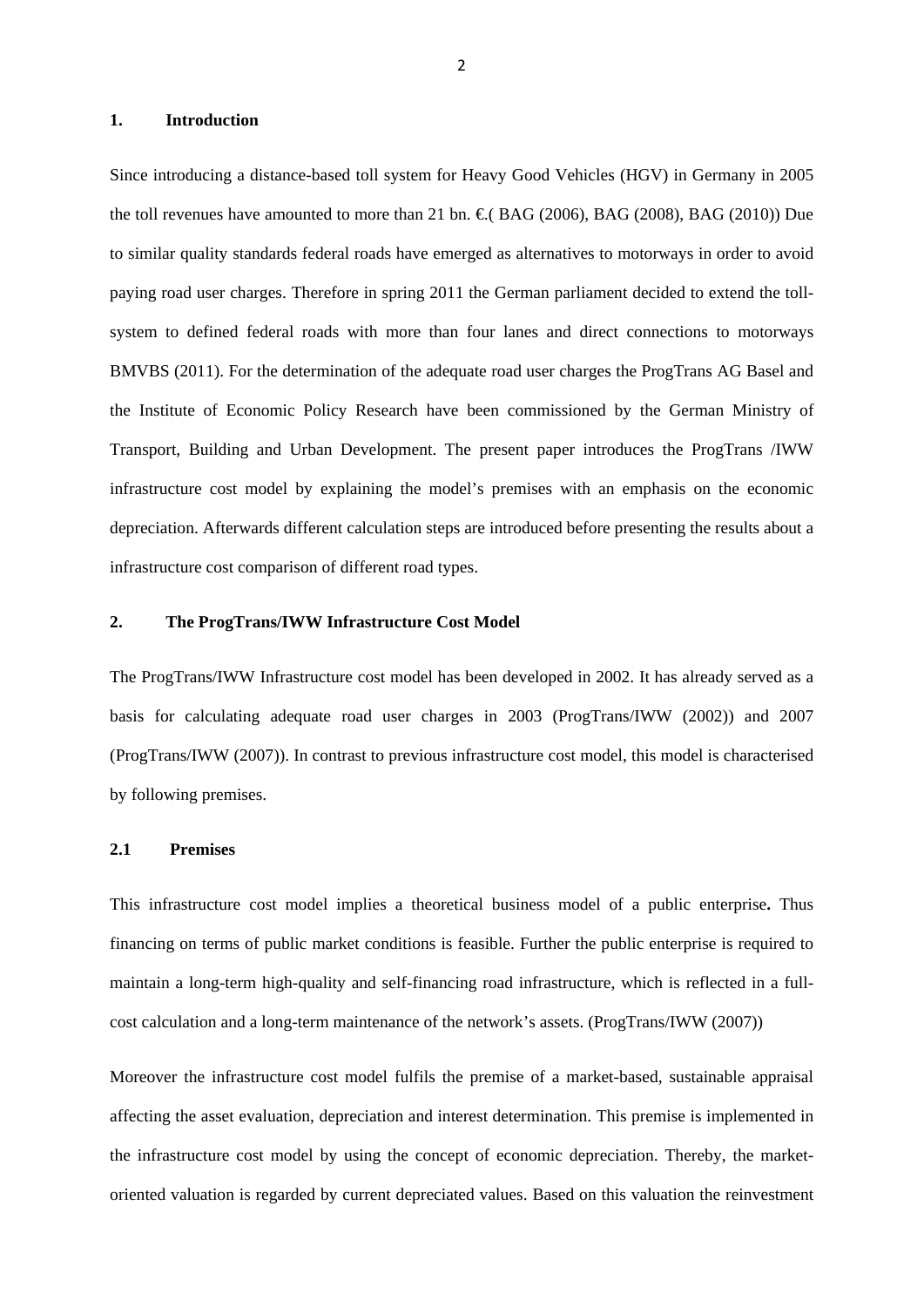## 1. Introduction

Since introducing a distance-based toll system for Heavy Good Vehicles (HGV) in Germany in 2005 the toll revenues have amounted to more than 21 bn. €.( BAG (2006), BAG (2008), BAG (2010)) Due to similar quality standards federal roads have emerged as alternatives to motorways in order to avoid paying road user charges. Therefore in spring 2011 the German parliament decided to extend the toll-system to defined federal roads with more than four lanes and direct connections to motorways BMVBS (2011). For the determination of the adequate road user charges the ProgTrans AG Basel and the Institute of Economic Policy Research have been commissioned by the German Ministry of Transport, Building and Urban Development. The present paper introduces the ProgTrans /IWW infrastructure cost model by explaining the model's premises with an emphasis on the economic depreciation. Afterwards different calculation steps are introduced before presenting the results about a infrastructure cost comparison of different road types.

## 2. The ProgTrans/IWW Infrastructure Cost Model

The ProgTrans/IWW Infrastructure cost model has been developed in 2002. It has already served as a basis for calculating adequate road user charges in 2003 (ProgTrans/IWW (2002)) and 2007 (ProgTrans/IWW (2007)). In contrast to previous infrastructure cost model, this model is characterised by following premises.

### 2.1 Premises

This infrastructure cost model implies a theoretical business model of a public enterprise**.** Thus financing on terms of public market conditions is feasible. Further the public enterprise is required to maintain a long-term high-quality and self-financing road infrastructure, which is reflected in a full-cost calculation and a long-term maintenance of the network's assets. (ProgTrans/IWW (2007))

Moreover the infrastructure cost model fulfils the premise of a market-based, sustainable appraisal affecting the asset evaluation, depreciation and interest determination. This premise is implemented in the infrastructure cost model by using the concept of economic depreciation. Thereby, the market-oriented valuation is regarded by current depreciated values. Based on this valuation the reinvestment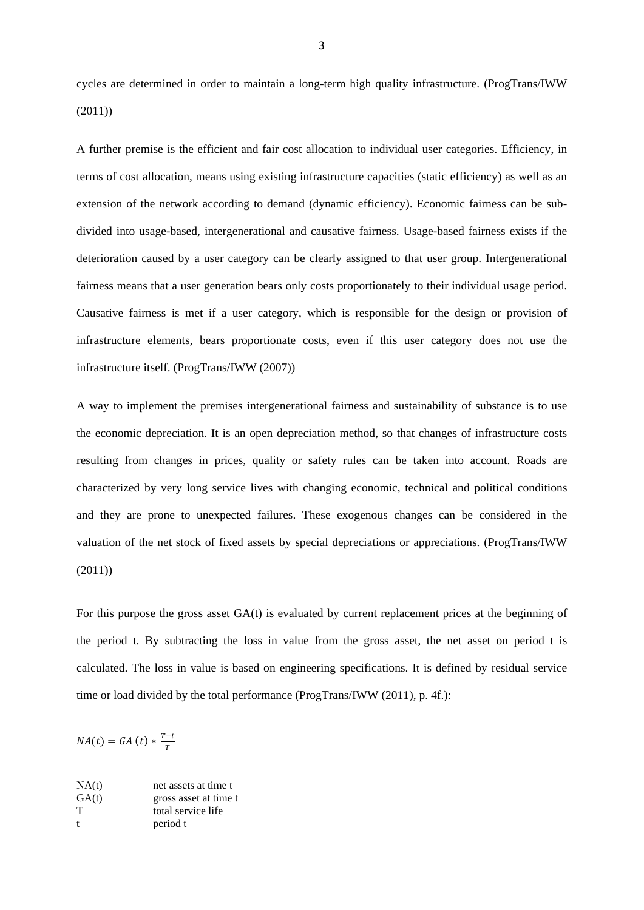cycles are determined in order to maintain a long-term high quality infrastructure. (ProgTrans/IWW (2011))

A further premise is the efficient and fair cost allocation to individual user categories. Efficiency, in terms of cost allocation, means using existing infrastructure capacities (static efficiency) as well as an extension of the network according to demand (dynamic efficiency). Economic fairness can be subdivided into usage-based, intergenerational and causative fairness. Usage-based fairness exists if the deterioration caused by a user category can be clearly assigned to that user group. Intergenerational fairness means that a user generation bears only costs proportionately to their individual usage period. Causative fairness is met if a user category, which is responsible for the design or provision of infrastructure elements, bears proportionate costs, even if this user category does not use the infrastructure itself. (ProgTrans/IWW (2007))

A way to implement the premises intergenerational fairness and sustainability of substance is to use the economic depreciation. It is an open depreciation method, so that changes of infrastructure costs resulting from changes in prices, quality or safety rules can be taken into account. Roads are characterized by very long service lives with changing economic, technical and political conditions and they are prone to unexpected failures. These exogenous changes can be considered in the valuation of the net stock of fixed assets by special depreciations or appreciations. (ProgTrans/IWW (2011))

For this purpose the gross asset GA(t) is evaluated by current replacement prices at the beginning of the period t. By subtracting the loss in value from the gross asset, the net asset on period t is calculated. The loss in value is based on engineering specifications. It is defined by residual service time or load divided by the total performance (ProgTrans/IWW (2011), p. 4f.):

$$NA(t) = GA(t) * \frac{T-t}{T}$$

| | |
|---|---|
| NA(t) | net assets at time t |
| GA(t) | gross asset at time t |
| T | total service life |
| t | period t |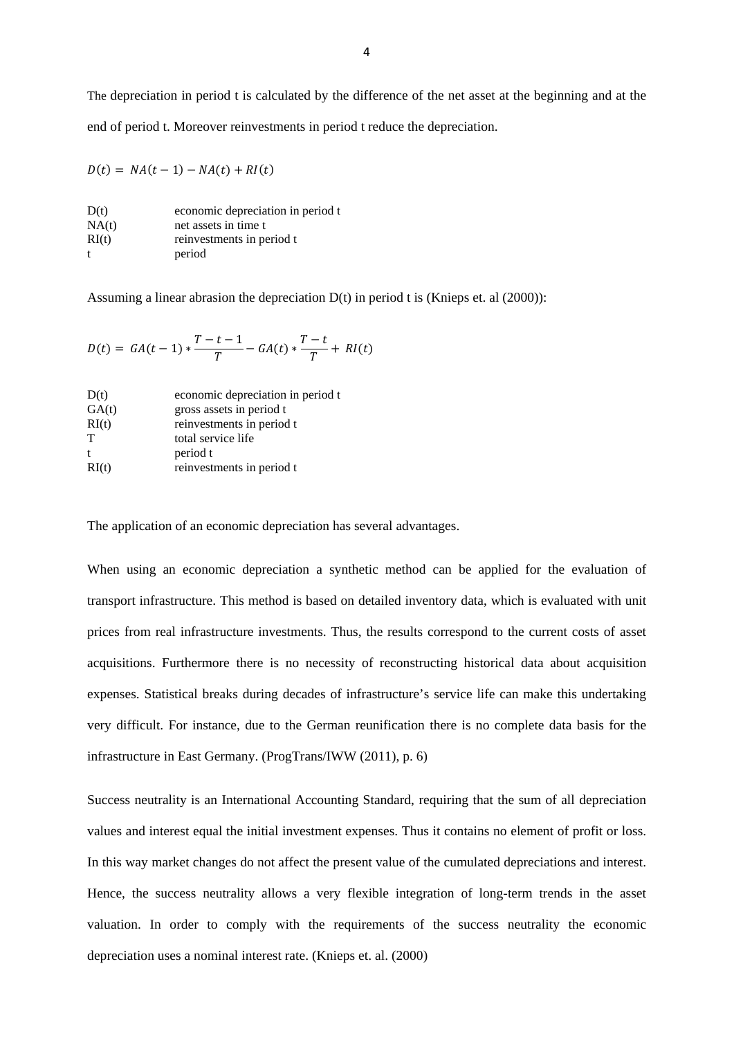The depreciation in period t is calculated by the difference of the net asset at the beginning and at the end of period t. Moreover reinvestments in period t reduce the depreciation.

$$D(t) = NA(t-1) - NA(t) + RI(t)$$

| | |
|---|---|
| D(t) | economic depreciation in period t |
| NA(t) | net assets in time t |
| RI(t) | reinvestments in period t |
| t | period |

Assuming a linear abrasion the depreciation D(t) in period t is (Knieps et. al (2000)):

$$D(t) = GA(t-1) * \frac{T-t-1}{T} - GA(t) * \frac{T-t}{T} + RI(t)$$

| | |
|---|---|
| D(t) | economic depreciation in period t |
| GA(t) | gross assets in period t |
| RI(t) | reinvestments in period t |
| T | total service life |
| t | period t |
| RI(t) | reinvestments in period t |

The application of an economic depreciation has several advantages.

When using an economic depreciation a synthetic method can be applied for the evaluation of transport infrastructure. This method is based on detailed inventory data, which is evaluated with unit prices from real infrastructure investments. Thus, the results correspond to the current costs of asset acquisitions. Furthermore there is no necessity of reconstructing historical data about acquisition expenses. Statistical breaks during decades of infrastructure's service life can make this undertaking very difficult. For instance, due to the German reunification there is no complete data basis for the infrastructure in East Germany. (ProgTrans/IWW (2011), p. 6)

Success neutrality is an International Accounting Standard, requiring that the sum of all depreciation values and interest equal the initial investment expenses. Thus it contains no element of profit or loss. In this way market changes do not affect the present value of the cumulated depreciations and interest. Hence, the success neutrality allows a very flexible integration of long-term trends in the asset valuation. In order to comply with the requirements of the success neutrality the economic depreciation uses a nominal interest rate. (Knieps et. al. (2000)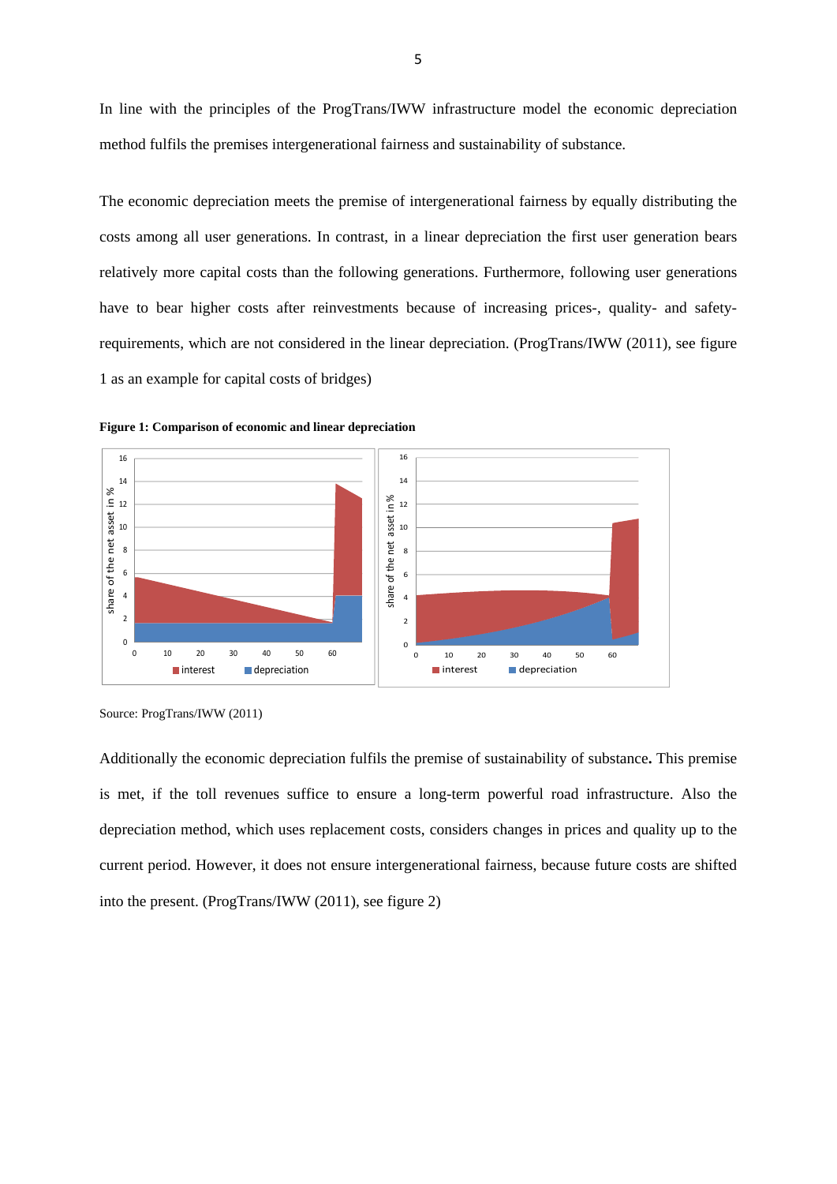In line with the principles of the ProgTrans/IWW infrastructure model the economic depreciation method fulfils the premises intergenerational fairness and sustainability of substance.

The economic depreciation meets the premise of intergenerational fairness by equally distributing the costs among all user generations. In contrast, in a linear depreciation the first user generation bears relatively more capital costs than the following generations. Furthermore, following user generations have to bear higher costs after reinvestments because of increasing prices-, quality- and safety-requirements, which are not considered in the linear depreciation. (ProgTrans/IWW (2011), see figure 1 as an example for capital costs of bridges)

**Figure 1: Comparison of economic and linear depreciation**

Source: ProgTrans/IWW (2011)

Additionally the economic depreciation fulfils the premise of sustainability of substance**.** This premise is met, if the toll revenues suffice to ensure a long-term powerful road infrastructure. Also the depreciation method, which uses replacement costs, considers changes in prices and quality up to the current period. However, it does not ensure intergenerational fairness, because future costs are shifted into the present. (ProgTrans/IWW (2011), see figure 2)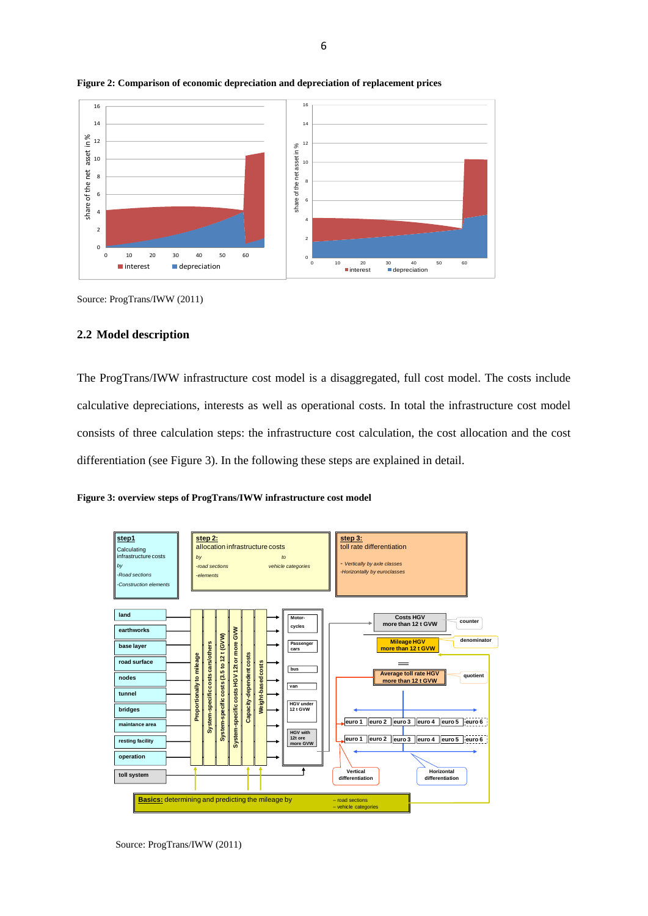**Figure 2: Comparison of economic depreciation and depreciation of replacement prices**

Source: ProgTrans/IWW (2011)

## 2.2 Model description

The ProgTrans/IWW infrastructure cost model is a disaggregated, full cost model. The costs include calculative depreciations, interests as well as operational costs. In total the infrastructure cost model consists of three calculation steps: the infrastructure cost calculation, the cost allocation and the cost differentiation (see Figure 3). In the following these steps are explained in detail.

**Figure 3: overview steps of ProgTrans/IWW infrastructure cost model**

Source: ProgTrans/IWW (2011)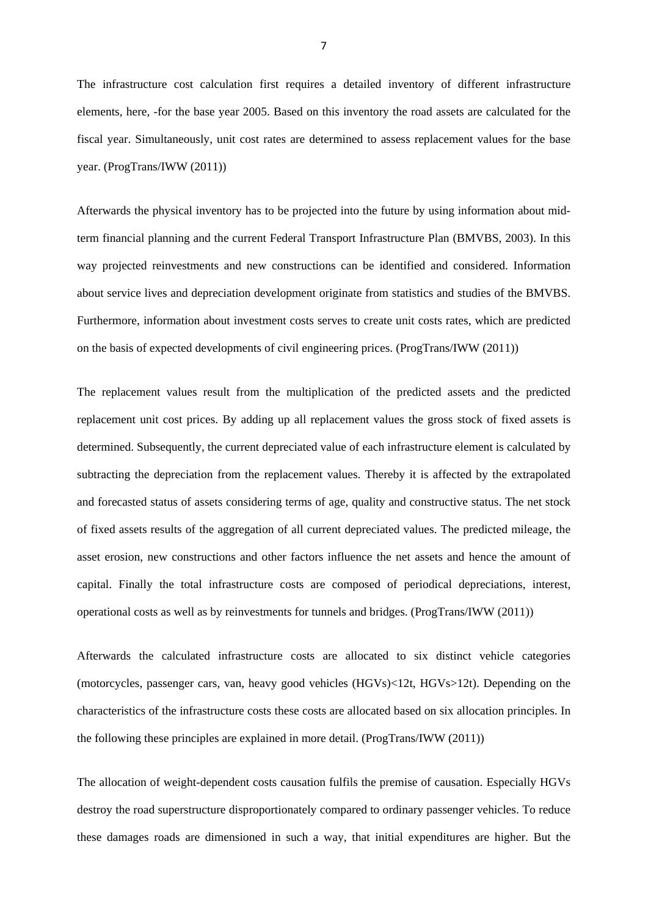The infrastructure cost calculation first requires a detailed inventory of different infrastructure elements, here, -for the base year 2005. Based on this inventory the road assets are calculated for the fiscal year. Simultaneously, unit cost rates are determined to assess replacement values for the base year. (ProgTrans/IWW (2011))

Afterwards the physical inventory has to be projected into the future by using information about mid-term financial planning and the current Federal Transport Infrastructure Plan (BMVBS, 2003). In this way projected reinvestments and new constructions can be identified and considered. Information about service lives and depreciation development originate from statistics and studies of the BMVBS. Furthermore, information about investment costs serves to create unit costs rates, which are predicted on the basis of expected developments of civil engineering prices. (ProgTrans/IWW (2011))

The replacement values result from the multiplication of the predicted assets and the predicted replacement unit cost prices. By adding up all replacement values the gross stock of fixed assets is determined. Subsequently, the current depreciated value of each infrastructure element is calculated by subtracting the depreciation from the replacement values. Thereby it is affected by the extrapolated and forecasted status of assets considering terms of age, quality and constructive status. The net stock of fixed assets results of the aggregation of all current depreciated values. The predicted mileage, the asset erosion, new constructions and other factors influence the net assets and hence the amount of capital. Finally the total infrastructure costs are composed of periodical depreciations, interest, operational costs as well as by reinvestments for tunnels and bridges. (ProgTrans/IWW (2011))

Afterwards the calculated infrastructure costs are allocated to six distinct vehicle categories (motorcycles, passenger cars, van, heavy good vehicles (HGVs)<12t, HGVs>12t). Depending on the characteristics of the infrastructure costs these costs are allocated based on six allocation principles. In the following these principles are explained in more detail. (ProgTrans/IWW (2011))

The allocation of weight-dependent costs causation fulfils the premise of causation. Especially HGVs destroy the road superstructure disproportionately compared to ordinary passenger vehicles. To reduce these damages roads are dimensioned in such a way, that initial expenditures are higher. But the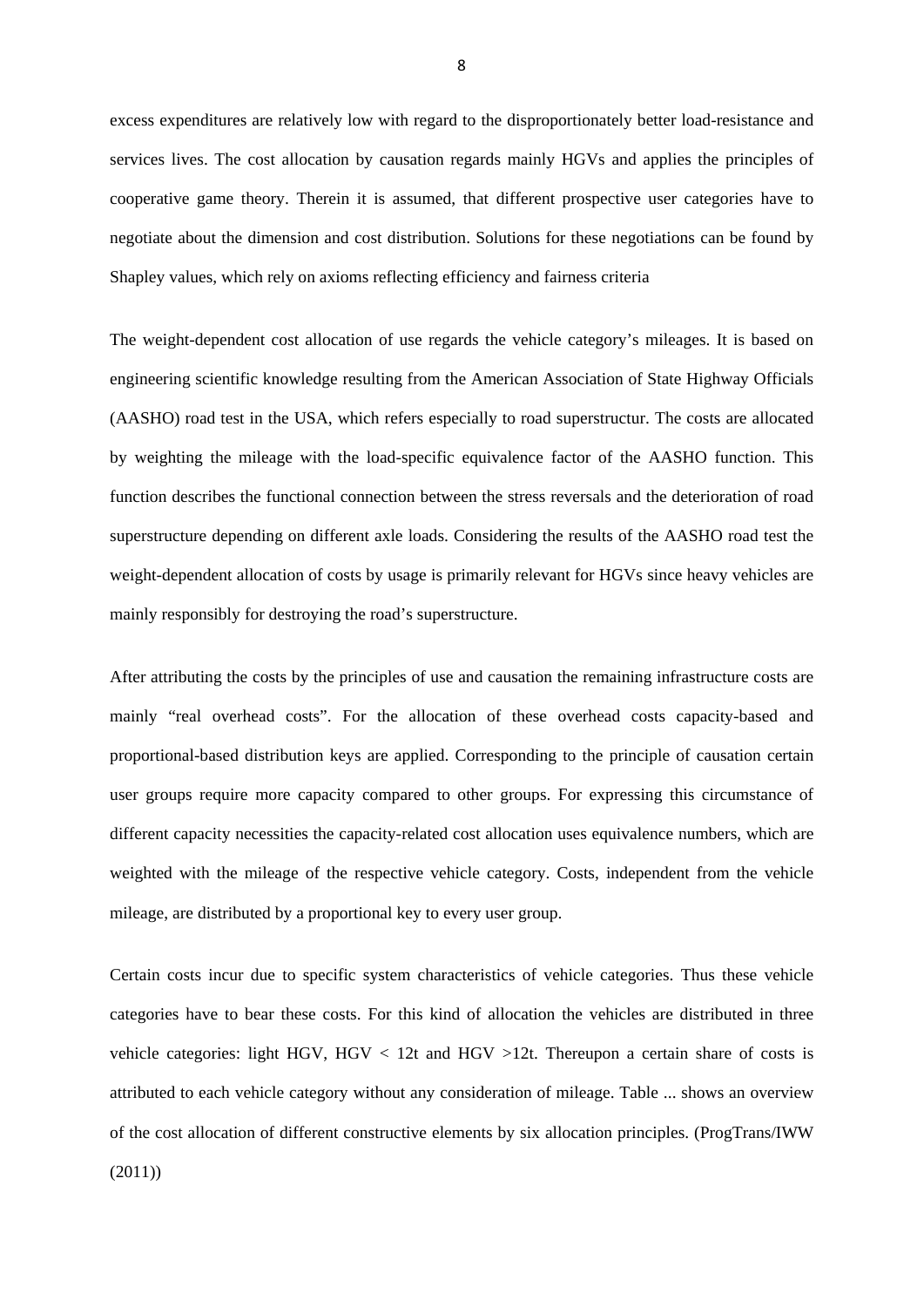excess expenditures are relatively low with regard to the disproportionately better load-resistance and services lives. The cost allocation by causation regards mainly HGVs and applies the principles of cooperative game theory. Therein it is assumed, that different prospective user categories have to negotiate about the dimension and cost distribution. Solutions for these negotiations can be found by Shapley values, which rely on axioms reflecting efficiency and fairness criteria

The weight-dependent cost allocation of use regards the vehicle category's mileages. It is based on engineering scientific knowledge resulting from the American Association of State Highway Officials (AASHO) road test in the USA, which refers especially to road superstructur. The costs are allocated by weighting the mileage with the load-specific equivalence factor of the AASHO function. This function describes the functional connection between the stress reversals and the deterioration of road superstructure depending on different axle loads. Considering the results of the AASHO road test the weight-dependent allocation of costs by usage is primarily relevant for HGVs since heavy vehicles are mainly responsibly for destroying the road's superstructure.

After attributing the costs by the principles of use and causation the remaining infrastructure costs are mainly "real overhead costs". For the allocation of these overhead costs capacity-based and proportional-based distribution keys are applied. Corresponding to the principle of causation certain user groups require more capacity compared to other groups. For expressing this circumstance of different capacity necessities the capacity-related cost allocation uses equivalence numbers, which are weighted with the mileage of the respective vehicle category. Costs, independent from the vehicle mileage, are distributed by a proportional key to every user group.

Certain costs incur due to specific system characteristics of vehicle categories. Thus these vehicle categories have to bear these costs. For this kind of allocation the vehicles are distributed in three vehicle categories: light HGV, HGV < 12t and HGV >12t. Thereupon a certain share of costs is attributed to each vehicle category without any consideration of mileage. Table ... shows an overview of the cost allocation of different constructive elements by six allocation principles. (ProgTrans/IWW (2011))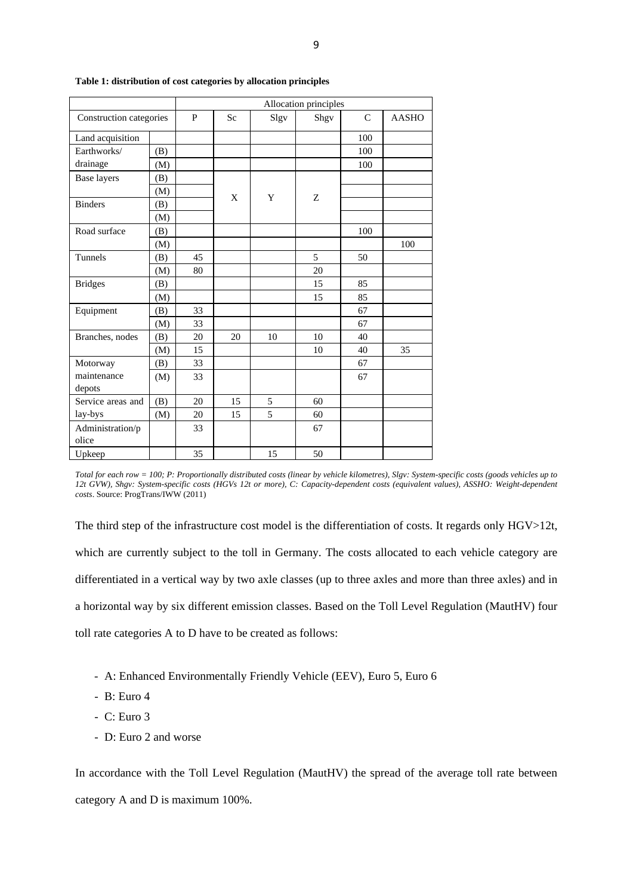**Table 1: distribution of cost categories by allocation principles**

| Construction categories | | Allocation principles | | | | | |
|---|---|---|---|---|---|---|---|
| | | P | Sc | Slgv | Shgv | C | AASHO |
| Land acquisition | | | | | | 100 | |
| Earthworks/ drainage | (B) | | | | | 100 | |
| | (M) | | | | | 100 | |
| Base layers | (B) | | X | Y | Z | | |
| | (M) | | | | | | |
| Binders | (B) | | | | | | |
| | (M) | | | | | | |
| Road surface | (B) | | | | | 100 | |
| | (M) | | | | | | 100 |
| Tunnels | (B) | 45 | | | 5 | 50 | |
| | (M) | 80 | | | 20 | | |
| Bridges | (B) | | | | 15 | 85 | |
| | (M) | | | | 15 | 85 | |
| Equipment | (B) | 33 | | | | 67 | |
| | (M) | 33 | | | | 67 | |
| Branches, nodes | (B) | 20 | 20 | 10 | 10 | 40 | |
| | (M) | 15 | | | 10 | 40 | 35 |
| Motorway maintenance depots | (B) | 33 | | | | 67 | |
| | (M) | 33 | | | | 67 | |
| Service areas and lay-bys | (B) | 20 | 15 | 5 | 60 | | |
| | (M) | 20 | 15 | 5 | 60 | | |
| Administration/police | | 33 | | | 67 | | |
| Upkeep | | 35 | | 15 | 50 | | |

*Total for each row = 100; P: Proportionally distributed costs (linear by vehicle kilometres), Slgv: System-specific costs (goods vehicles up to 12t GVW), Shgv: System-specific costs (HGVs 12t or more), C: Capacity-dependent costs (equivalent values), ASSHO: Weight-dependent costs*. Source: ProgTrans/IWW (2011)

The third step of the infrastructure cost model is the differentiation of costs. It regards only HGV>12t, which are currently subject to the toll in Germany. The costs allocated to each vehicle category are differentiated in a vertical way by two axle classes (up to three axles and more than three axles) and in a horizontal way by six different emission classes. Based on the Toll Level Regulation (MautHV) four toll rate categories A to D have to be created as follows:

- A: Enhanced Environmentally Friendly Vehicle (EEV), Euro 5, Euro 6
- B: Euro 4
- C: Euro 3
- D: Euro 2 and worse

In accordance with the Toll Level Regulation (MautHV) the spread of the average toll rate between category A and D is maximum 100%.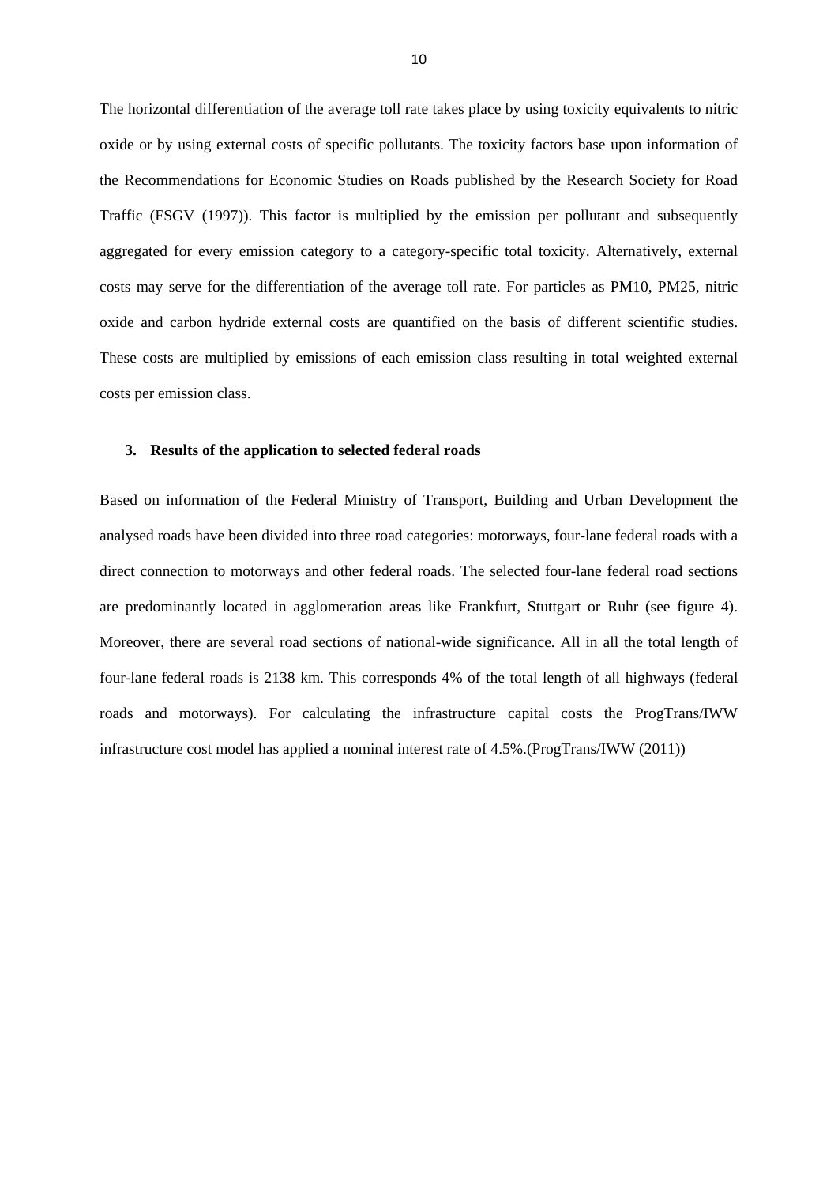The horizontal differentiation of the average toll rate takes place by using toxicity equivalents to nitric oxide or by using external costs of specific pollutants. The toxicity factors base upon information of the Recommendations for Economic Studies on Roads published by the Research Society for Road Traffic (FSGV (1997)). This factor is multiplied by the emission per pollutant and subsequently aggregated for every emission category to a category-specific total toxicity. Alternatively, external costs may serve for the differentiation of the average toll rate. For particles as PM10, PM25, nitric oxide and carbon hydride external costs are quantified on the basis of different scientific studies. These costs are multiplied by emissions of each emission class resulting in total weighted external costs per emission class.

## 3. Results of the application to selected federal roads

Based on information of the Federal Ministry of Transport, Building and Urban Development the analysed roads have been divided into three road categories: motorways, four-lane federal roads with a direct connection to motorways and other federal roads. The selected four-lane federal road sections are predominantly located in agglomeration areas like Frankfurt, Stuttgart or Ruhr (see figure 4). Moreover, there are several road sections of national-wide significance. All in all the total length of four-lane federal roads is 2138 km. This corresponds 4% of the total length of all highways (federal roads and motorways). For calculating the infrastructure capital costs the ProgTrans/IWW infrastructure cost model has applied a nominal interest rate of 4.5%.(ProgTrans/IWW (2011))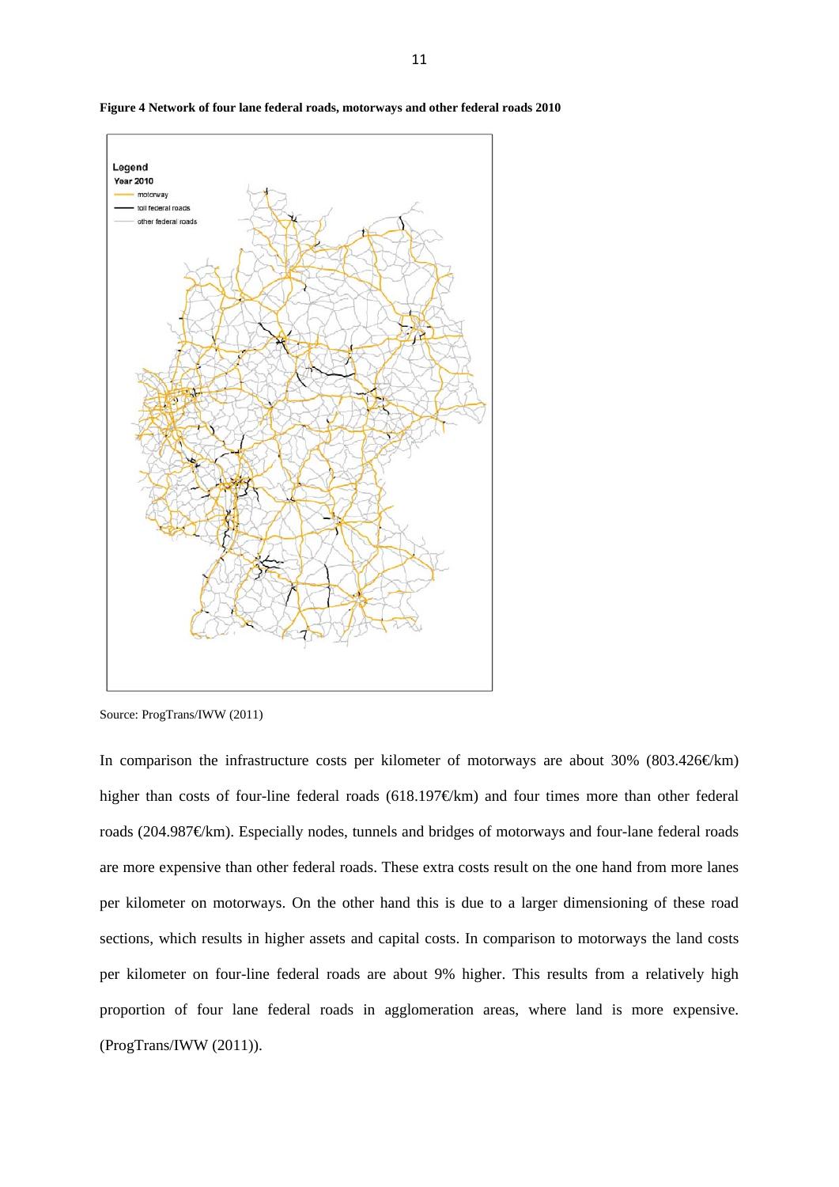**Figure 4 Network of four lane federal roads, motorways and other federal roads 2010**

Source: ProgTrans/IWW (2011)

In comparison the infrastructure costs per kilometer of motorways are about 30% (803.426€/km) higher than costs of four-line federal roads (618.197€/km) and four times more than other federal roads (204.987€/km). Especially nodes, tunnels and bridges of motorways and four-lane federal roads are more expensive than other federal roads. These extra costs result on the one hand from more lanes per kilometer on motorways. On the other hand this is due to a larger dimensioning of these road sections, which results in higher assets and capital costs. In comparison to motorways the land costs per kilometer on four-line federal roads are about 9% higher. This results from a relatively high proportion of four lane federal roads in agglomeration areas, where land is more expensive. (ProgTrans/IWW (2011)).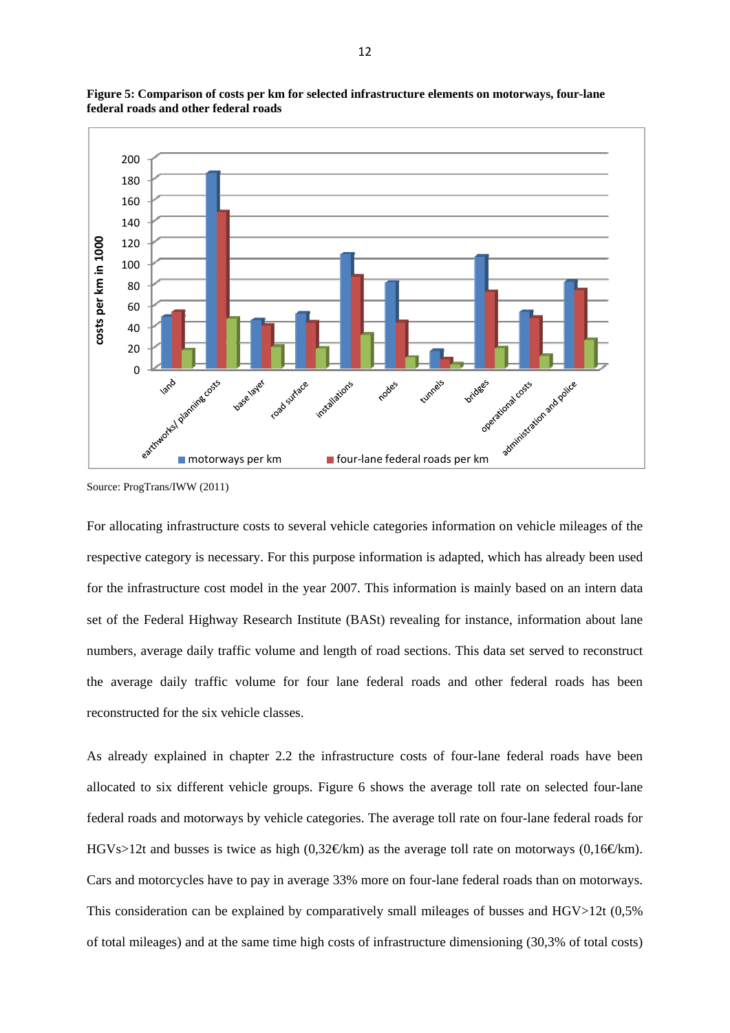**Figure 5: Comparison of costs per km for selected infrastructure elements on motorways, four-lane federal roads and other federal roads**

Source: ProgTrans/IWW (2011)

For allocating infrastructure costs to several vehicle categories information on vehicle mileages of the respective category is necessary. For this purpose information is adapted, which has already been used for the infrastructure cost model in the year 2007. This information is mainly based on an intern data set of the Federal Highway Research Institute (BASt) revealing for instance, information about lane numbers, average daily traffic volume and length of road sections. This data set served to reconstruct the average daily traffic volume for four lane federal roads and other federal roads has been reconstructed for the six vehicle classes.

As already explained in chapter 2.2 the infrastructure costs of four-lane federal roads have been allocated to six different vehicle groups. Figure 6 shows the average toll rate on selected four-lane federal roads and motorways by vehicle categories. The average toll rate on four-lane federal roads for HGVs>12t and busses is twice as high (0,32€/km) as the average toll rate on motorways (0,16€/km). Cars and motorcycles have to pay in average 33% more on four-lane federal roads than on motorways. This consideration can be explained by comparatively small mileages of busses and HGV>12t (0,5% of total mileages) and at the same time high costs of infrastructure dimensioning (30,3% of total costs)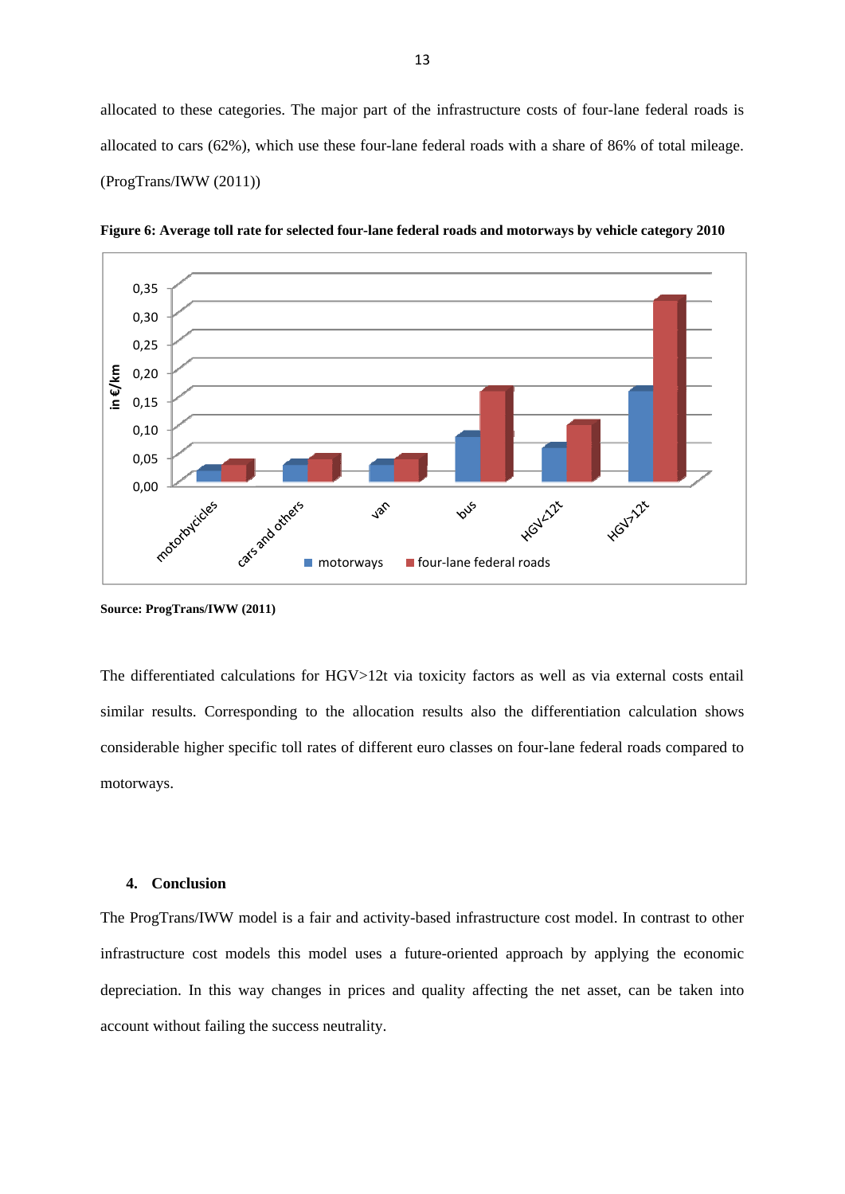allocated to these categories. The major part of the infrastructure costs of four-lane federal roads is allocated to cars (62%), which use these four-lane federal roads with a share of 86% of total mileage. (ProgTrans/IWW (2011))

**Figure 6: Average toll rate for selected four-lane federal roads and motorways by vehicle category 2010**

**Source: ProgTrans/IWW (2011)**

The differentiated calculations for HGV>12t via toxicity factors as well as via external costs entail similar results. Corresponding to the allocation results also the differentiation calculation shows considerable higher specific toll rates of different euro classes on four-lane federal roads compared to motorways.

## 4. Conclusion

The ProgTrans/IWW model is a fair and activity-based infrastructure cost model. In contrast to other infrastructure cost models this model uses a future-oriented approach by applying the economic depreciation. In this way changes in prices and quality affecting the net asset, can be taken into account without failing the success neutrality.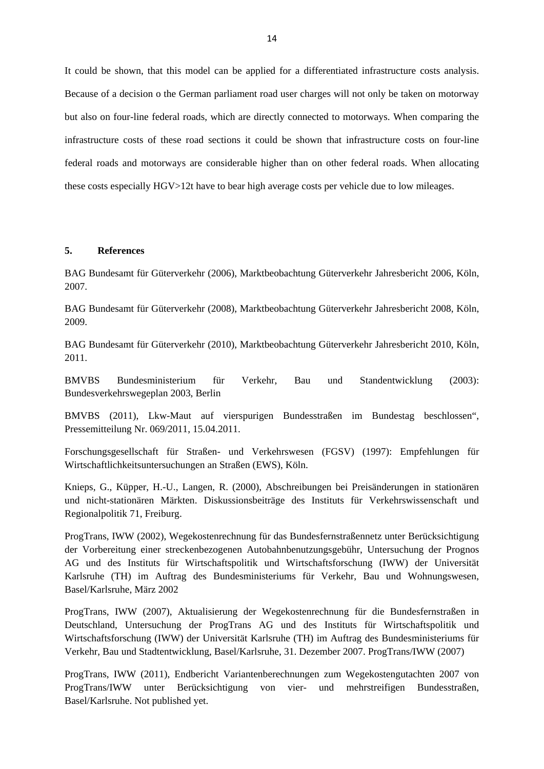It could be shown, that this model can be applied for a differentiated infrastructure costs analysis. Because of a decision o the German parliament road user charges will not only be taken on motorway but also on four-line federal roads, which are directly connected to motorways. When comparing the infrastructure costs of these road sections it could be shown that infrastructure costs on four-line federal roads and motorways are considerable higher than on other federal roads. When allocating these costs especially HGV>12t have to bear high average costs per vehicle due to low mileages.

## 5. References

BAG Bundesamt für Güterverkehr (2006), Marktbeobachtung Güterverkehr Jahresbericht 2006, Köln, 2007.

BAG Bundesamt für Güterverkehr (2008), Marktbeobachtung Güterverkehr Jahresbericht 2008, Köln, 2009.

BAG Bundesamt für Güterverkehr (2010), Marktbeobachtung Güterverkehr Jahresbericht 2010, Köln, 2011.

BMVBS Bundesministerium für Verkehr, Bau und Standentwicklung (2003): Bundesverkehrswegeplan 2003, Berlin

BMVBS (2011), Lkw-Maut auf vierspurigen Bundesstraßen im Bundestag beschlossen", Pressemitteilung Nr. 069/2011, 15.04.2011.

Forschungsgesellschaft für Straßen- und Verkehrswesen (FGSV) (1997): Empfehlungen für Wirtschaftlichkeitsuntersuchungen an Straßen (EWS), Köln.

Knieps, G., Küpper, H.-U., Langen, R. (2000), Abschreibungen bei Preisänderungen in stationären und nicht-stationären Märkten. Diskussionsbeiträge des Instituts für Verkehrswissenschaft und Regionalpolitik 71, Freiburg.

ProgTrans, IWW (2002), Wegekostenrechnung für das Bundesfernstraßennetz unter Berücksichtigung der Vorbereitung einer streckenbezogenen Autobahnbenutzungsgebühr, Untersuchung der Prognos AG und des Instituts für Wirtschaftspolitik und Wirtschaftsforschung (IWW) der Universität Karlsruhe (TH) im Auftrag des Bundesministeriums für Verkehr, Bau und Wohnungswesen, Basel/Karlsruhe, März 2002

ProgTrans, IWW (2007), Aktualisierung der Wegekostenrechnung für die Bundesfernstraßen in Deutschland, Untersuchung der ProgTrans AG und des Instituts für Wirtschaftspolitik und Wirtschaftsforschung (IWW) der Universität Karlsruhe (TH) im Auftrag des Bundesministeriums für Verkehr, Bau und Stadtentwicklung, Basel/Karlsruhe, 31. Dezember 2007. ProgTrans/IWW (2007)

ProgTrans, IWW (2011), Endbericht Variantenberechnungen zum Wegekostengutachten 2007 von ProgTrans/IWW unter Berücksichtigung von vier- und mehrstreifigen Bundesstraßen, Basel/Karlsruhe. Not published yet.